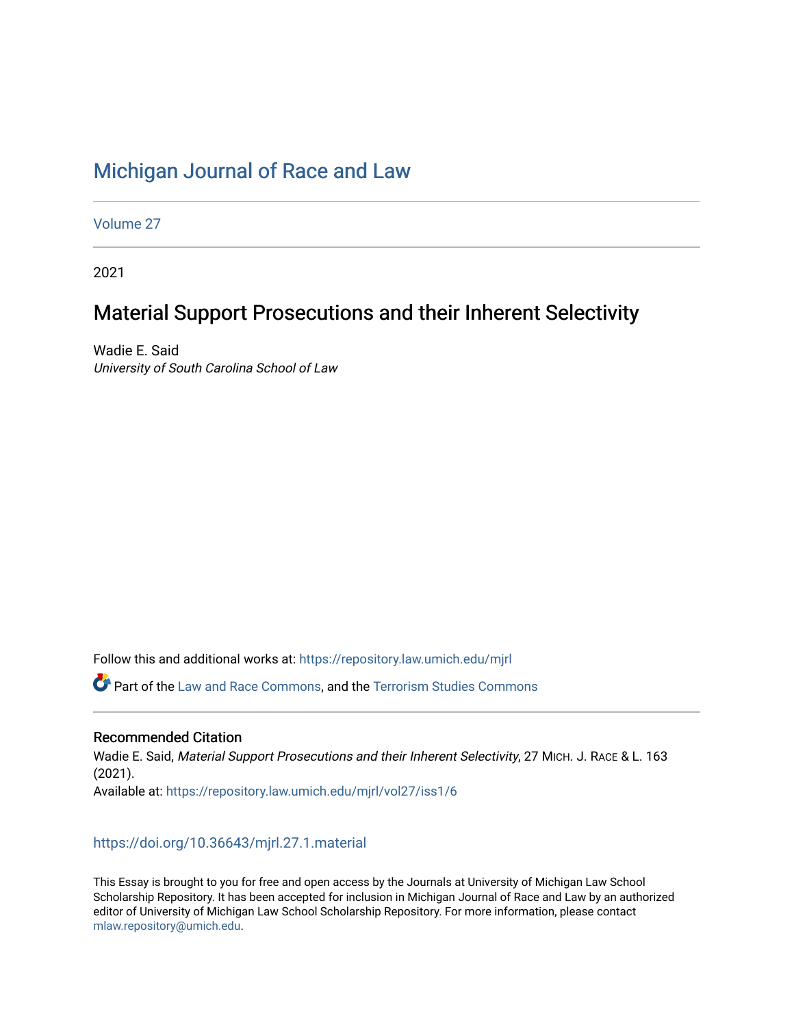# Michigan Journal of Race and Law

Volume 27

2021

## Material Support Prosecutions and their Inherent Selectivity

Wadie E. Said
*University of South Carolina School of Law*

Follow this and additional works at: https://repository.law.umich.edu/mjrl

Part of the Law and Race Commons, and the Terrorism Studies Commons

### Recommended Citation

Wadie E. Said, *Material Support Prosecutions and their Inherent Selectivity*, 27 MICH. J. RACE & L. 163 (2021).
Available at: https://repository.law.umich.edu/mjrl/vol27/iss1/6

https://doi.org/10.36643/mjrl.27.1.material

This Essay is brought to you for free and open access by the Journals at University of Michigan Law School Scholarship Repository. It has been accepted for inclusion in Michigan Journal of Race and Law by an authorized editor of University of Michigan Law School Scholarship Repository. For more information, please contact mlaw.repository@umich.edu.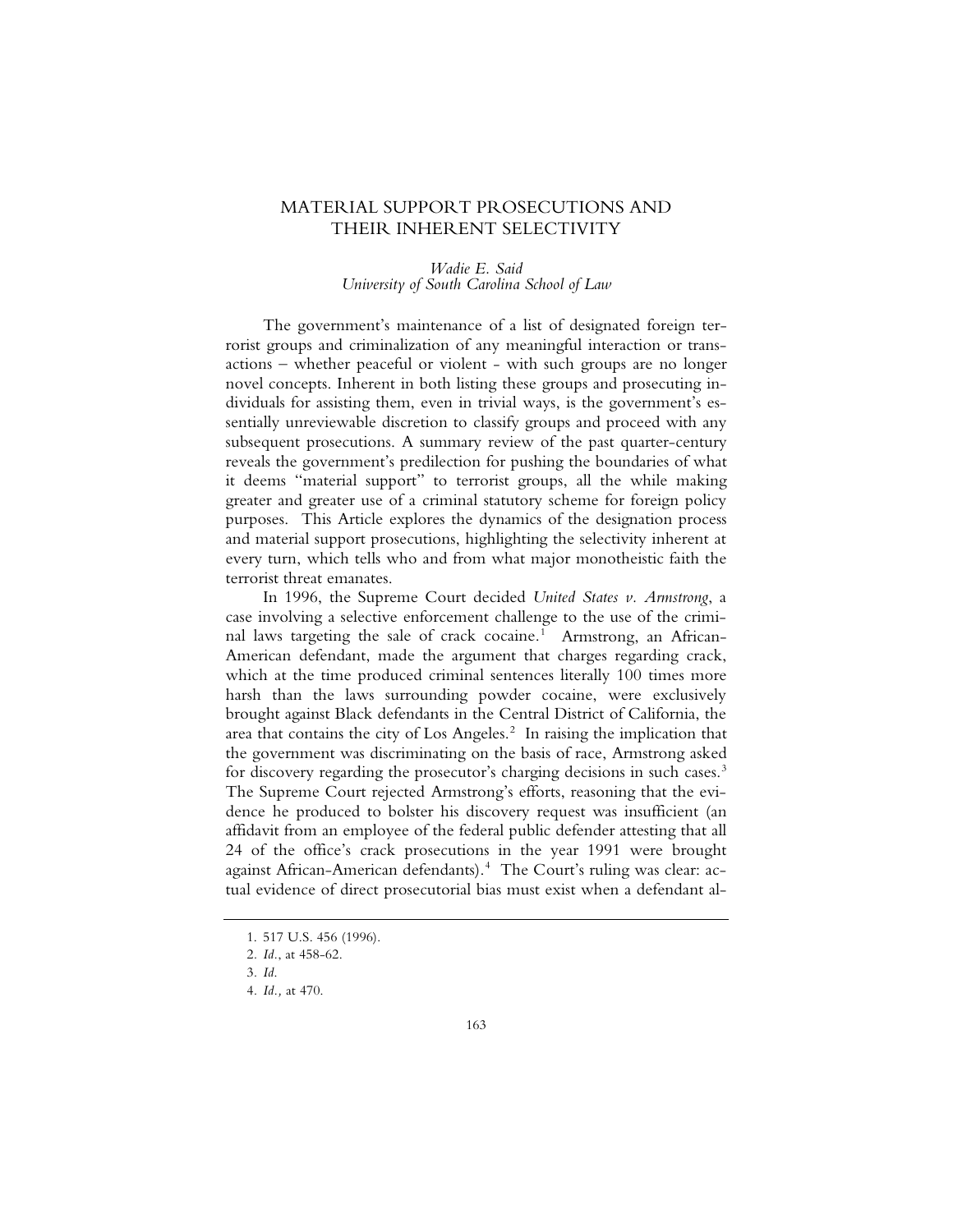# MATERIAL SUPPORT PROSECUTIONS AND THEIR INHERENT SELECTIVITY

*Wadie E. Said*
*University of South Carolina School of Law*

The government's maintenance of a list of designated foreign terrorist groups and criminalization of any meaningful interaction or transactions – whether peaceful or violent - with such groups are no longer novel concepts. Inherent in both listing these groups and prosecuting individuals for assisting them, even in trivial ways, is the government's essentially unreviewable discretion to classify groups and proceed with any subsequent prosecutions. A summary review of the past quarter-century reveals the government's predilection for pushing the boundaries of what it deems "material support" to terrorist groups, all the while making greater and greater use of a criminal statutory scheme for foreign policy purposes. This Article explores the dynamics of the designation process and material support prosecutions, highlighting the selectivity inherent at every turn, which tells who and from what major monotheistic faith the terrorist threat emanates.

In 1996, the Supreme Court decided *United States v. Armstrong*, a case involving a selective enforcement challenge to the use of the criminal laws targeting the sale of crack cocaine.[1] Armstrong, an African-American defendant, made the argument that charges regarding crack, which at the time produced criminal sentences literally 100 times more harsh than the laws surrounding powder cocaine, were exclusively brought against Black defendants in the Central District of California, the area that contains the city of Los Angeles.[2] In raising the implication that the government was discriminating on the basis of race, Armstrong asked for discovery regarding the prosecutor's charging decisions in such cases.[3] The Supreme Court rejected Armstrong's efforts, reasoning that the evidence he produced to bolster his discovery request was insufficient (an affidavit from an employee of the federal public defender attesting that all 24 of the office's crack prosecutions in the year 1991 were brought against African-American defendants).[4] The Court's ruling was clear: actual evidence of direct prosecutorial bias must exist when a defendant al-

---

1. 517 U.S. 456 (1996).
2. *Id.*, at 458-62.
3. *Id.*
4. *Id.*, at 470.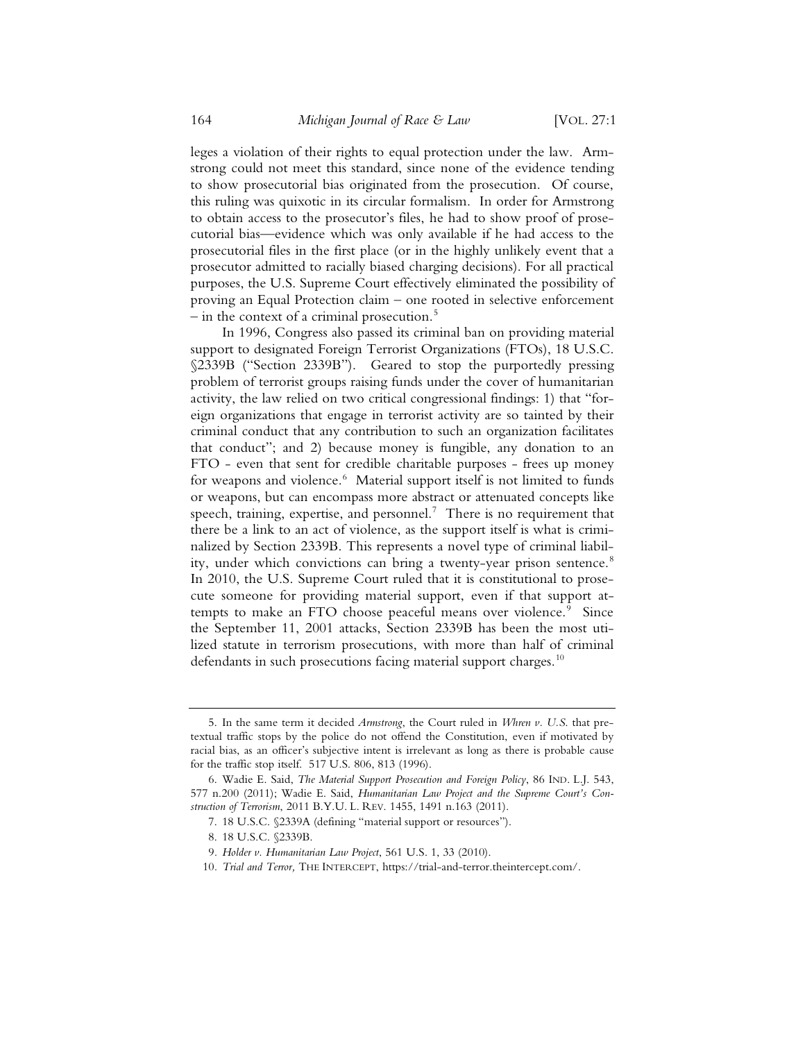leges a violation of their rights to equal protection under the law. Armstrong could not meet this standard, since none of the evidence tending to show prosecutorial bias originated from the prosecution. Of course, this ruling was quixotic in its circular formalism. In order for Armstrong to obtain access to the prosecutor's files, he had to show proof of prosecutorial bias—evidence which was only available if he had access to the prosecutorial files in the first place (or in the highly unlikely event that a prosecutor admitted to racially biased charging decisions). For all practical purposes, the U.S. Supreme Court effectively eliminated the possibility of proving an Equal Protection claim – one rooted in selective enforcement – in the context of a criminal prosecution.[5]

In 1996, Congress also passed its criminal ban on providing material support to designated Foreign Terrorist Organizations (FTOs), 18 U.S.C. §2339B ("Section 2339B"). Geared to stop the purportedly pressing problem of terrorist groups raising funds under the cover of humanitarian activity, the law relied on two critical congressional findings: 1) that "foreign organizations that engage in terrorist activity are so tainted by their criminal conduct that any contribution to such an organization facilitates that conduct"; and 2) because money is fungible, any donation to an FTO - even that sent for credible charitable purposes - frees up money for weapons and violence.[6] Material support itself is not limited to funds or weapons, but can encompass more abstract or attenuated concepts like speech, training, expertise, and personnel.[7] There is no requirement that there be a link to an act of violence, as the support itself is what is criminalized by Section 2339B. This represents a novel type of criminal liability, under which convictions can bring a twenty-year prison sentence.[8] In 2010, the U.S. Supreme Court ruled that it is constitutional to prosecute someone for providing material support, even if that support attempts to make an FTO choose peaceful means over violence.[9] Since the September 11, 2001 attacks, Section 2339B has been the most utilized statute in terrorism prosecutions, with more than half of criminal defendants in such prosecutions facing material support charges.[10]

---

5. In the same term it decided *Armstrong*, the Court ruled in *Whren v. U.S.* that pretextual traffic stops by the police do not offend the Constitution, even if motivated by racial bias, as an officer's subjective intent is irrelevant as long as there is probable cause for the traffic stop itself. 517 U.S. 806, 813 (1996).

6. Wadie E. Said, *The Material Support Prosecution and Foreign Policy*, 86 IND. L.J. 543, 577 n.200 (2011); Wadie E. Said, *Humanitarian Law Project and the Supreme Court's Construction of Terrorism*, 2011 B.Y.U. L. REV. 1455, 1491 n.163 (2011).

7. 18 U.S.C. §2339A (defining "material support or resources").

8. 18 U.S.C. §2339B.

9. *Holder v. Humanitarian Law Project*, 561 U.S. 1, 33 (2010).

10. *Trial and Terror,* THE INTERCEPT, https://trial-and-terror.theintercept.com/.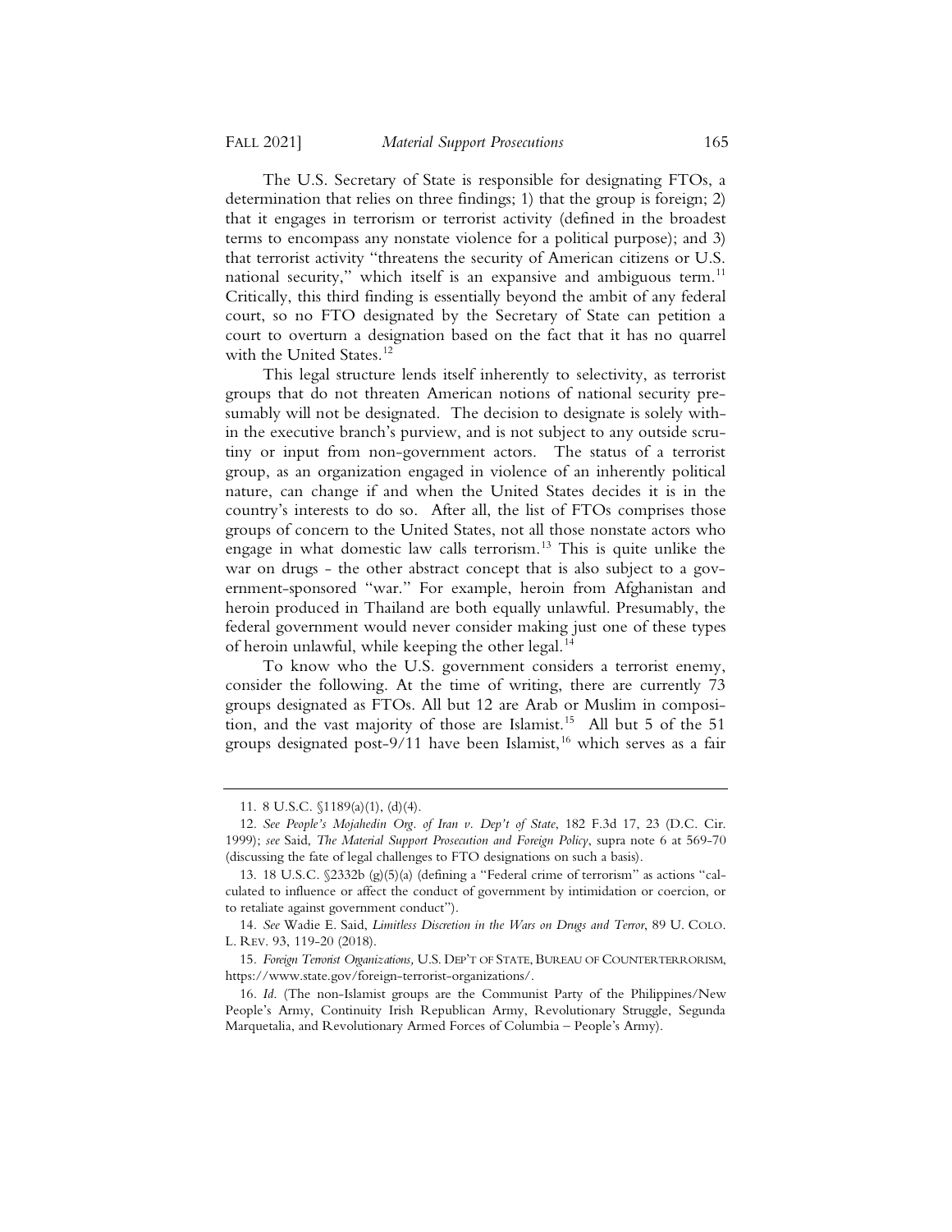The U.S. Secretary of State is responsible for designating FTOs, a determination that relies on three findings; 1) that the group is foreign; 2) that it engages in terrorism or terrorist activity (defined in the broadest terms to encompass any nonstate violence for a political purpose); and 3) that terrorist activity "threatens the security of American citizens or U.S. national security," which itself is an expansive and ambiguous term.[11] Critically, this third finding is essentially beyond the ambit of any federal court, so no FTO designated by the Secretary of State can petition a court to overturn a designation based on the fact that it has no quarrel with the United States.[12]

This legal structure lends itself inherently to selectivity, as terrorist groups that do not threaten American notions of national security presumably will not be designated. The decision to designate is solely within the executive branch's purview, and is not subject to any outside scrutiny or input from non-government actors. The status of a terrorist group, as an organization engaged in violence of an inherently political nature, can change if and when the United States decides it is in the country's interests to do so. After all, the list of FTOs comprises those groups of concern to the United States, not all those nonstate actors who engage in what domestic law calls terrorism.[13] This is quite unlike the war on drugs - the other abstract concept that is also subject to a government-sponsored "war." For example, heroin from Afghanistan and heroin produced in Thailand are both equally unlawful. Presumably, the federal government would never consider making just one of these types of heroin unlawful, while keeping the other legal.[14]

To know who the U.S. government considers a terrorist enemy, consider the following. At the time of writing, there are currently 73 groups designated as FTOs. All but 12 are Arab or Muslim in composition, and the vast majority of those are Islamist.[15] All but 5 of the 51 groups designated post-9/11 have been Islamist,[16] which serves as a fair

---

11. 8 U.S.C. §1189(a)(1), (d)(4).

12. *See People's Mojahedin Org. of Iran v. Dep't of State*, 182 F.3d 17, 23 (D.C. Cir. 1999); *see* Said, *The Material Support Prosecution and Foreign Policy*, supra note 6 at 569-70 (discussing the fate of legal challenges to FTO designations on such a basis).

13. 18 U.S.C. §2332b (g)(5)(a) (defining a "Federal crime of terrorism" as actions "calculated to influence or affect the conduct of government by intimidation or coercion, or to retaliate against government conduct").

14. *See* Wadie E. Said, *Limitless Discretion in the Wars on Drugs and Terror*, 89 U. COLO. L. REV. 93, 119-20 (2018).

15. *Foreign Terrorist Organizations,* U.S. DEP'T OF STATE, BUREAU OF COUNTERTERRORISM, https://www.state.gov/foreign-terrorist-organizations/.

16. *Id*. (The non-Islamist groups are the Communist Party of the Philippines/New People's Army, Continuity Irish Republican Army, Revolutionary Struggle, Segunda Marquetalia, and Revolutionary Armed Forces of Columbia – People's Army).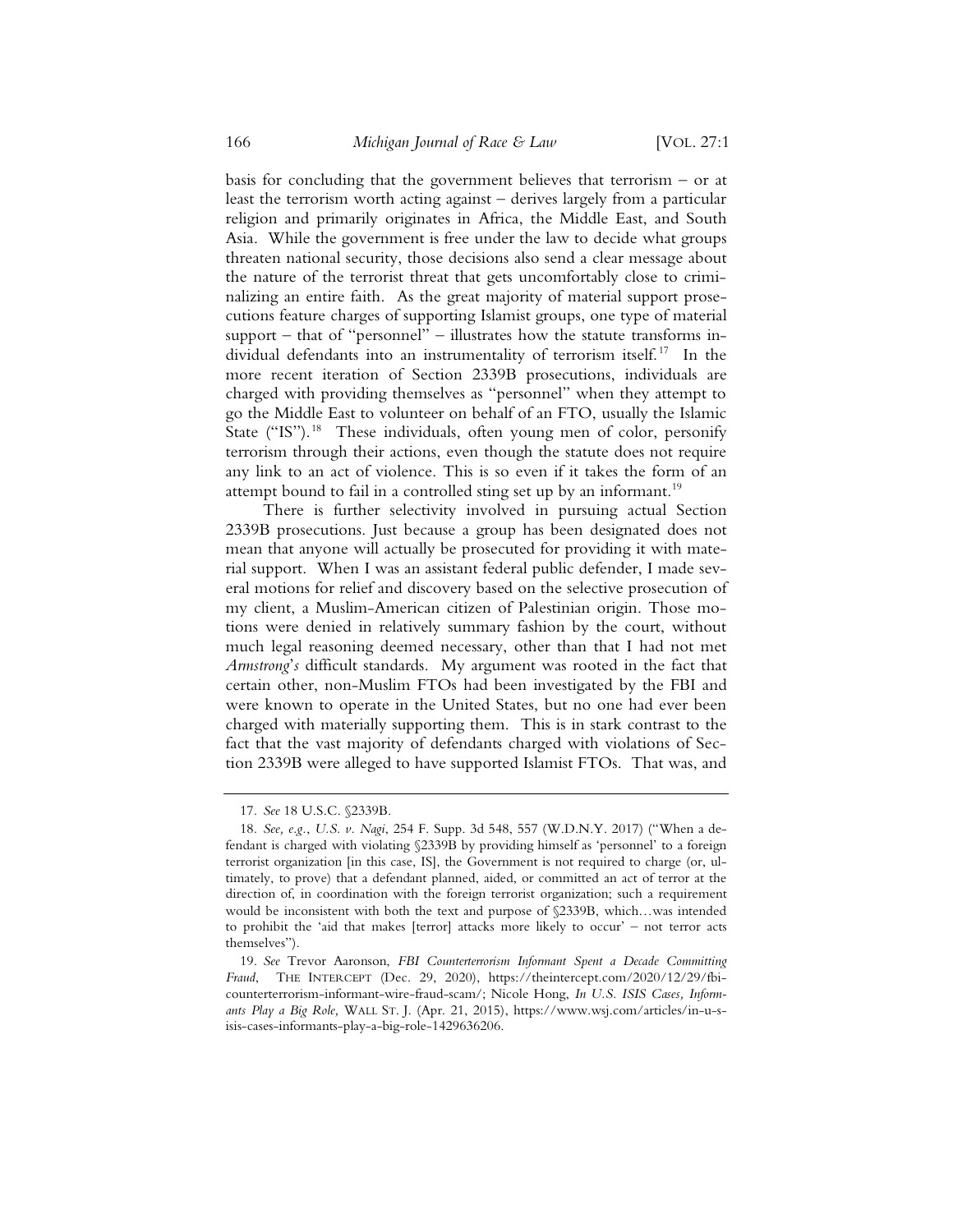basis for concluding that the government believes that terrorism – or at least the terrorism worth acting against – derives largely from a particular religion and primarily originates in Africa, the Middle East, and South Asia. While the government is free under the law to decide what groups threaten national security, those decisions also send a clear message about the nature of the terrorist threat that gets uncomfortably close to criminalizing an entire faith. As the great majority of material support prosecutions feature charges of supporting Islamist groups, one type of material support – that of "personnel" – illustrates how the statute transforms individual defendants into an instrumentality of terrorism itself.[17] In the more recent iteration of Section 2339B prosecutions, individuals are charged with providing themselves as "personnel" when they attempt to go the Middle East to volunteer on behalf of an FTO, usually the Islamic State ("IS").[18] These individuals, often young men of color, personify terrorism through their actions, even though the statute does not require any link to an act of violence. This is so even if it takes the form of an attempt bound to fail in a controlled sting set up by an informant.[19]

There is further selectivity involved in pursuing actual Section 2339B prosecutions. Just because a group has been designated does not mean that anyone will actually be prosecuted for providing it with material support. When I was an assistant federal public defender, I made several motions for relief and discovery based on the selective prosecution of my client, a Muslim-American citizen of Palestinian origin. Those motions were denied in relatively summary fashion by the court, without much legal reasoning deemed necessary, other than that I had not met *Armstrong's* difficult standards. My argument was rooted in the fact that certain other, non-Muslim FTOs had been investigated by the FBI and were known to operate in the United States, but no one had ever been charged with materially supporting them. This is in stark contrast to the fact that the vast majority of defendants charged with violations of Section 2339B were alleged to have supported Islamist FTOs. That was, and

---

17. *See* 18 U.S.C. §2339B.

18. *See, e.g.*, *U.S. v. Nagi*, 254 F. Supp. 3d 548, 557 (W.D.N.Y. 2017) ("When a defendant is charged with violating §2339B by providing himself as 'personnel' to a foreign terrorist organization [in this case, IS], the Government is not required to charge (or, ultimately, to prove) that a defendant planned, aided, or committed an act of terror at the direction of, in coordination with the foreign terrorist organization; such a requirement would be inconsistent with both the text and purpose of §2339B, which…was intended to prohibit the 'aid that makes [terror] attacks more likely to occur' – not terror acts themselves").

19. *See* Trevor Aaronson, *FBI Counterterrorism Informant Spent a Decade Committing Fraud*, THE INTERCEPT (Dec. 29, 2020), https://theintercept.com/2020/12/29/fbi-counterterrorism-informant-wire-fraud-scam/; Nicole Hong, *In U.S. ISIS Cases, Informants Play a Big Role,* WALL ST. J. (Apr. 21, 2015), https://www.wsj.com/articles/in-u-s-isis-cases-informants-play-a-big-role-1429636206.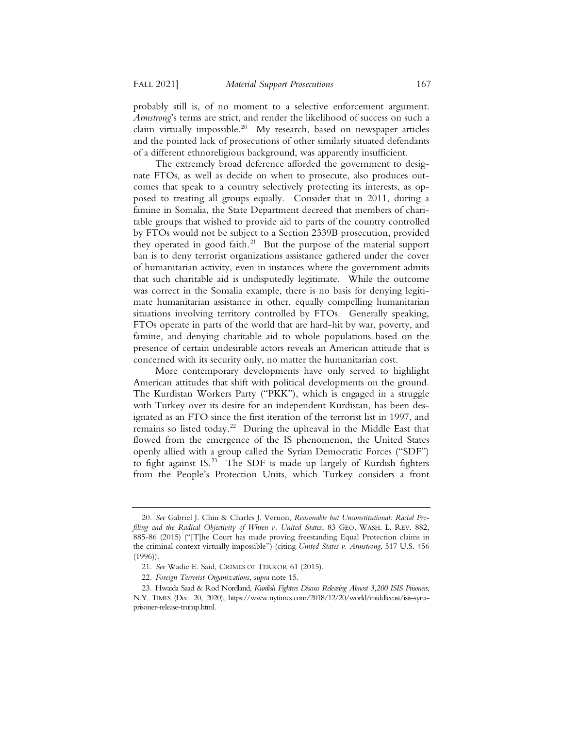probably still is, of no moment to a selective enforcement argument. *Armstrong*'s terms are strict, and render the likelihood of success on such a claim virtually impossible.[20] My research, based on newspaper articles and the pointed lack of prosecutions of other similarly situated defendants of a different ethnoreligious background, was apparently insufficient.

The extremely broad deference afforded the government to designate FTOs, as well as decide on when to prosecute, also produces outcomes that speak to a country selectively protecting its interests, as opposed to treating all groups equally. Consider that in 2011, during a famine in Somalia, the State Department decreed that members of charitable groups that wished to provide aid to parts of the country controlled by FTOs would not be subject to a Section 2339B prosecution, provided they operated in good faith.[21] But the purpose of the material support ban is to deny terrorist organizations assistance gathered under the cover of humanitarian activity, even in instances where the government admits that such charitable aid is undisputedly legitimate. While the outcome was correct in the Somalia example, there is no basis for denying legitimate humanitarian assistance in other, equally compelling humanitarian situations involving territory controlled by FTOs. Generally speaking, FTOs operate in parts of the world that are hard-hit by war, poverty, and famine, and denying charitable aid to whole populations based on the presence of certain undesirable actors reveals an American attitude that is concerned with its security only, no matter the humanitarian cost.

More contemporary developments have only served to highlight American attitudes that shift with political developments on the ground. The Kurdistan Workers Party ("PKK"), which is engaged in a struggle with Turkey over its desire for an independent Kurdistan, has been designated as an FTO since the first iteration of the terrorist list in 1997, and remains so listed today.[22] During the upheaval in the Middle East that flowed from the emergence of the IS phenomenon, the United States openly allied with a group called the Syrian Democratic Forces ("SDF") to fight against IS.[23] The SDF is made up largely of Kurdish fighters from the People's Protection Units, which Turkey considers a front

---

20. *See* Gabriel J. Chin & Charles J. Vernon, *Reasonable but Unconstitutional: Racial Profiling and the Radical Objectivity of Whren v. United States*, 83 GEO. WASH. L. REV. 882, 885-86 (2015) ("[T]he Court has made proving freestanding Equal Protection claims in the criminal context virtually impossible") (citing *United States v. Armstrong*, 517 U.S. 456 (1996)).

21. *See* Wadie E. Said, CRIMES OF TERROR 61 (2015).

22. *Foreign Terrorist Organizations*, *supra* note 15.

23. Hwaida Saad & Rod Nordland, *Kurdish Fighters Discuss Releasing Almost 3,200 ISIS Prisoners*, N.Y. TIMES (Dec. 20, 2020), https://www.nytimes.com/2018/12/20/world/middleeast/isis-syria-prisoner-release-trump.html.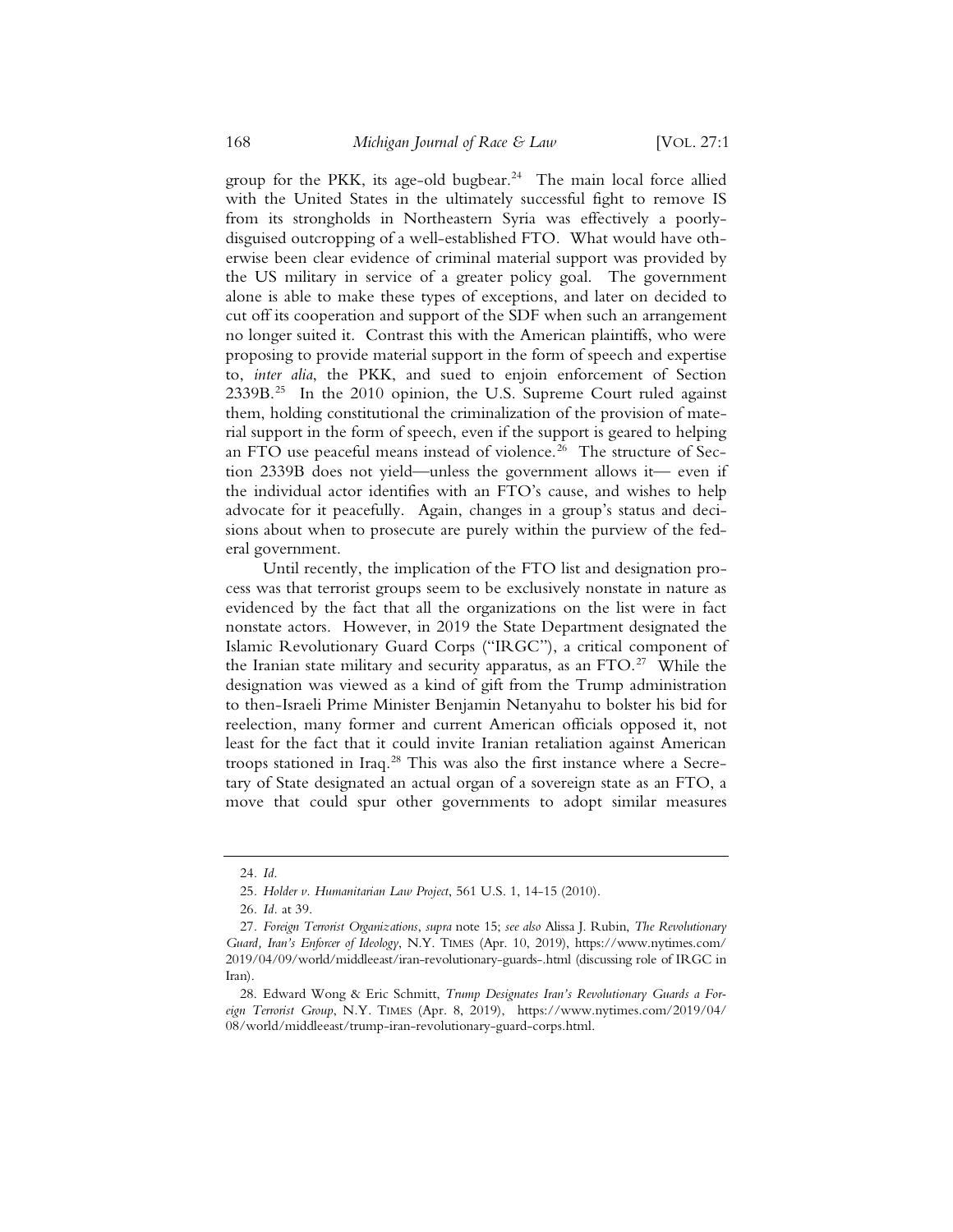group for the PKK, its age-old bugbear.[24] The main local force allied with the United States in the ultimately successful fight to remove IS from its strongholds in Northeastern Syria was effectively a poorly-disguised outcropping of a well-established FTO. What would have otherwise been clear evidence of criminal material support was provided by the US military in service of a greater policy goal. The government alone is able to make these types of exceptions, and later on decided to cut off its cooperation and support of the SDF when such an arrangement no longer suited it. Contrast this with the American plaintiffs, who were proposing to provide material support in the form of speech and expertise to, *inter alia*, the PKK, and sued to enjoin enforcement of Section 2339B.[25] In the 2010 opinion, the U.S. Supreme Court ruled against them, holding constitutional the criminalization of the provision of material support in the form of speech, even if the support is geared to helping an FTO use peaceful means instead of violence.[26] The structure of Section 2339B does not yield—unless the government allows it— even if the individual actor identifies with an FTO's cause, and wishes to help advocate for it peacefully. Again, changes in a group's status and decisions about when to prosecute are purely within the purview of the federal government.

Until recently, the implication of the FTO list and designation process was that terrorist groups seem to be exclusively nonstate in nature as evidenced by the fact that all the organizations on the list were in fact nonstate actors. However, in 2019 the State Department designated the Islamic Revolutionary Guard Corps ("IRGC"), a critical component of the Iranian state military and security apparatus, as an FTO.[27] While the designation was viewed as a kind of gift from the Trump administration to then-Israeli Prime Minister Benjamin Netanyahu to bolster his bid for reelection, many former and current American officials opposed it, not least for the fact that it could invite Iranian retaliation against American troops stationed in Iraq.[28] This was also the first instance where a Secretary of State designated an actual organ of a sovereign state as an FTO, a move that could spur other governments to adopt similar measures

---

24. *Id.*

25. *Holder v. Humanitarian Law Project*, 561 U.S. 1, 14-15 (2010).

26. *Id.* at 39.

27. *Foreign Terrorist Organizations*, *supra* note 15; *see also* Alissa J. Rubin, *The Revolutionary Guard, Iran's Enforcer of Ideology*, N.Y. TIMES (Apr. 10, 2019), https://www.nytimes.com/2019/04/09/world/middleeast/iran-revolutionary-guards-.html (discussing role of IRGC in Iran).

28. Edward Wong & Eric Schmitt, *Trump Designates Iran's Revolutionary Guards a Foreign Terrorist Group*, N.Y. TIMES (Apr. 8, 2019), https://www.nytimes.com/2019/04/08/world/middleeast/trump-iran-revolutionary-guard-corps.html.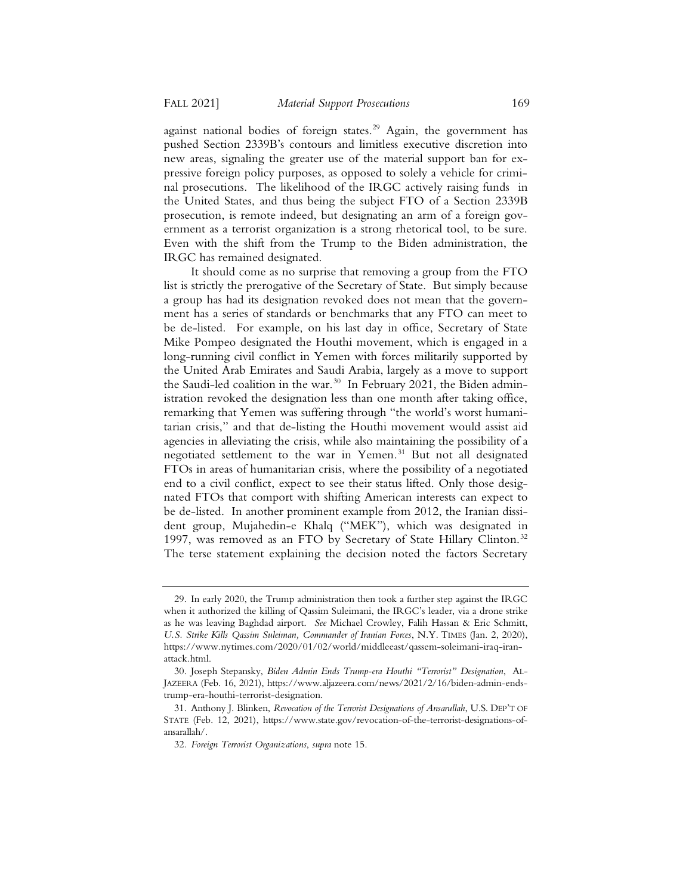against national bodies of foreign states.[29] Again, the government has pushed Section 2339B's contours and limitless executive discretion into new areas, signaling the greater use of the material support ban for expressive foreign policy purposes, as opposed to solely a vehicle for criminal prosecutions. The likelihood of the IRGC actively raising funds in the United States, and thus being the subject FTO of a Section 2339B prosecution, is remote indeed, but designating an arm of a foreign government as a terrorist organization is a strong rhetorical tool, to be sure. Even with the shift from the Trump to the Biden administration, the IRGC has remained designated.

It should come as no surprise that removing a group from the FTO list is strictly the prerogative of the Secretary of State. But simply because a group has had its designation revoked does not mean that the government has a series of standards or benchmarks that any FTO can meet to be de-listed. For example, on his last day in office, Secretary of State Mike Pompeo designated the Houthi movement, which is engaged in a long-running civil conflict in Yemen with forces militarily supported by the United Arab Emirates and Saudi Arabia, largely as a move to support the Saudi-led coalition in the war.[30] In February 2021, the Biden administration revoked the designation less than one month after taking office, remarking that Yemen was suffering through "the world's worst humanitarian crisis," and that de-listing the Houthi movement would assist aid agencies in alleviating the crisis, while also maintaining the possibility of a negotiated settlement to the war in Yemen.[31] But not all designated FTOs in areas of humanitarian crisis, where the possibility of a negotiated end to a civil conflict, expect to see their status lifted. Only those designated FTOs that comport with shifting American interests can expect to be de-listed. In another prominent example from 2012, the Iranian dissident group, Mujahedin-e Khalq ("MEK"), which was designated in 1997, was removed as an FTO by Secretary of State Hillary Clinton.[32] The terse statement explaining the decision noted the factors Secretary

---

29. In early 2020, the Trump administration then took a further step against the IRGC when it authorized the killing of Qassim Suleimani, the IRGC's leader, via a drone strike as he was leaving Baghdad airport. *See* Michael Crowley, Falih Hassan & Eric Schmitt, *U.S. Strike Kills Qassim Suleimani, Commander of Iranian Forces*, N.Y. TIMES (Jan. 2, 2020), https://www.nytimes.com/2020/01/02/world/middleeast/qassem-soleimani-iraq-iran-attack.html.

30. Joseph Stepansky, *Biden Admin Ends Trump-era Houthi "Terrorist" Designation*, AL-JAZEERA (Feb. 16, 2021), https://www.aljazeera.com/news/2021/2/16/biden-admin-ends-trump-era-houthi-terrorist-designation.

31. Anthony J. Blinken, *Revocation of the Terrorist Designations of Ansarullah*, U.S. DEP'T OF STATE (Feb. 12, 2021), https://www.state.gov/revocation-of-the-terrorist-designations-of-ansarallah/.

32. *Foreign Terrorist Organizations*, *supra* note 15.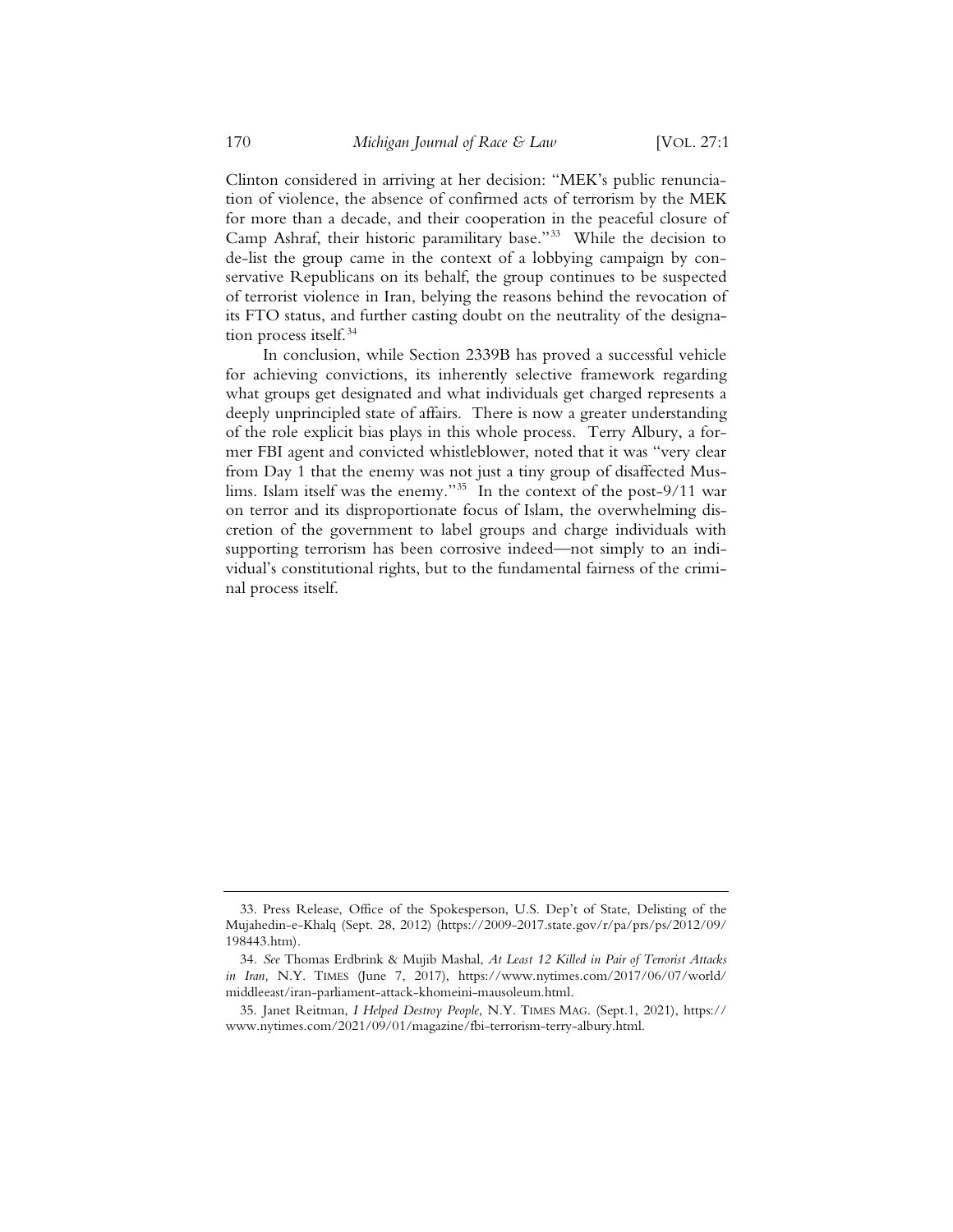Clinton considered in arriving at her decision: "MEK's public renunciation of violence, the absence of confirmed acts of terrorism by the MEK for more than a decade, and their cooperation in the peaceful closure of Camp Ashraf, their historic paramilitary base."[33] While the decision to de-list the group came in the context of a lobbying campaign by conservative Republicans on its behalf, the group continues to be suspected of terrorist violence in Iran, belying the reasons behind the revocation of its FTO status, and further casting doubt on the neutrality of the designation process itself.[34]

In conclusion, while Section 2339B has proved a successful vehicle for achieving convictions, its inherently selective framework regarding what groups get designated and what individuals get charged represents a deeply unprincipled state of affairs. There is now a greater understanding of the role explicit bias plays in this whole process. Terry Albury, a former FBI agent and convicted whistleblower, noted that it was "very clear from Day 1 that the enemy was not just a tiny group of disaffected Muslims. Islam itself was the enemy."[35] In the context of the post-9/11 war on terror and its disproportionate focus of Islam, the overwhelming discretion of the government to label groups and charge individuals with supporting terrorism has been corrosive indeed—not simply to an individual's constitutional rights, but to the fundamental fairness of the criminal process itself.

---

33. Press Release, Office of the Spokesperson, U.S. Dep't of State, Delisting of the Mujahedin-e-Khalq (Sept. 28, 2012) (https://2009-2017.state.gov/r/pa/prs/ps/2012/09/198443.htm).

34. *See* Thomas Erdbrink & Mujib Mashal, *At Least 12 Killed in Pair of Terrorist Attacks in Iran,* N.Y. TIMES (June 7, 2017), https://www.nytimes.com/2017/06/07/world/middleeast/iran-parliament-attack-khomeini-mausoleum.html.

35. Janet Reitman, *I Helped Destroy People*, N.Y. TIMES MAG. (Sept.1, 2021), https://www.nytimes.com/2021/09/01/magazine/fbi-terrorism-terry-albury.html.